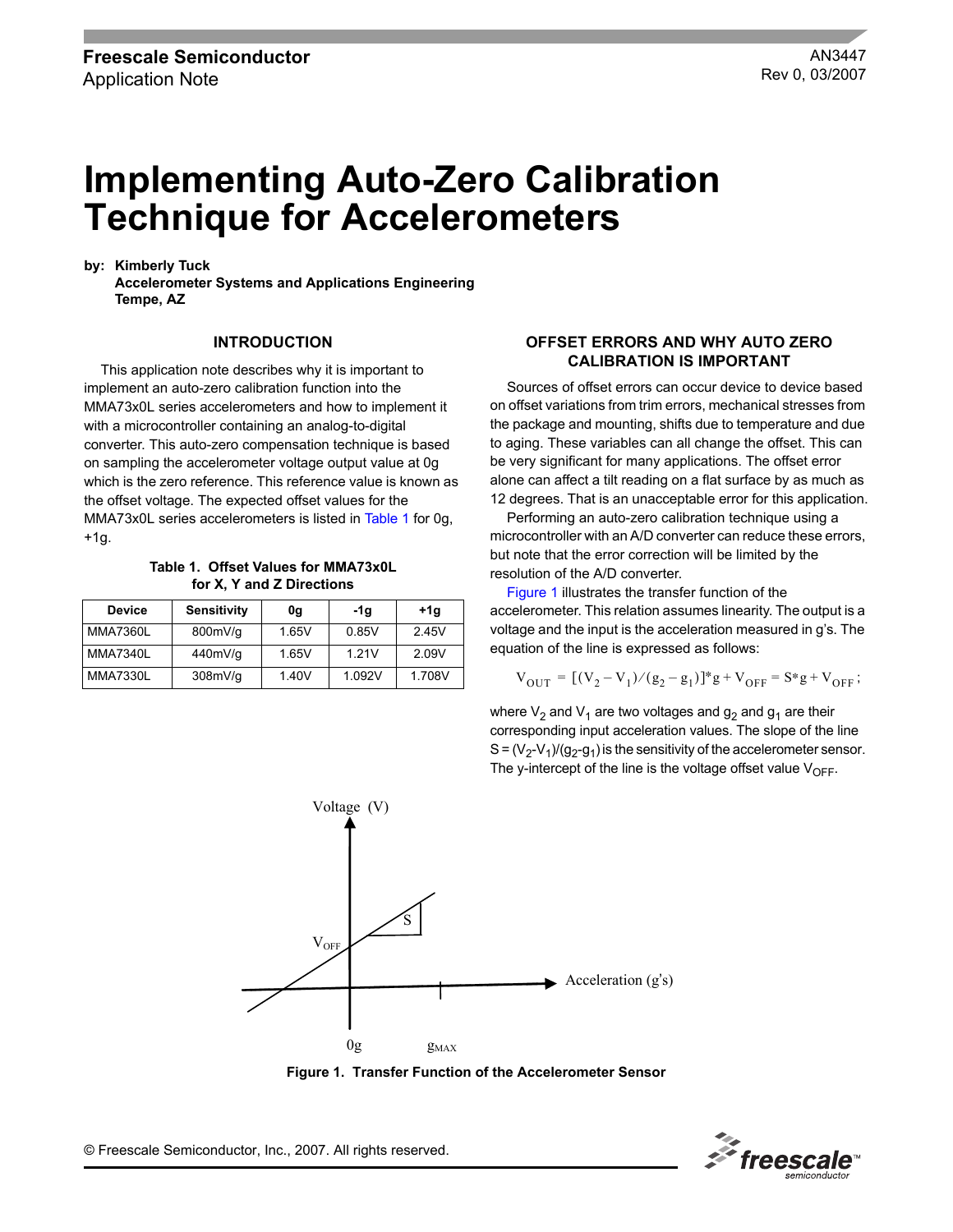Freescale Semiconductor
Application Note

AN3447
Rev 0, 03/2007

# Implementing Auto-Zero Calibration Technique for Accelerometers

**by: Kimberly Tuck**
**Accelerometer Systems and Applications Engineering**
**Tempe, AZ**

## INTRODUCTION

This application note describes why it is important to implement an auto-zero calibration function into the MMA73x0L series accelerometers and how to implement it with a microcontroller containing an analog-to-digital converter. This auto-zero compensation technique is based on sampling the accelerometer voltage output value at 0g which is the zero reference. This reference value is known as the offset voltage. The expected offset values for the MMA73x0L series accelerometers is listed in Table 1 for 0g, +1g.

**Table 1. Offset Values for MMA73x0L for X, Y and Z Directions**

| Device | Sensitivity | 0g | -1g | +1g |
|---|---|---|---|---|
| MMA7360L | 800mV/g | 1.65V | 0.85V | 2.45V |
| MMA7340L | 440mV/g | 1.65V | 1.21V | 2.09V |
| MMA7330L | 308mV/g | 1.40V | 1.092V | 1.708V |

## OFFSET ERRORS AND WHY AUTO ZERO CALIBRATION IS IMPORTANT

Sources of offset errors can occur device to device based on offset variations from trim errors, mechanical stresses from the package and mounting, shifts due to temperature and due to aging. These variables can all change the offset. This can be very significant for many applications. The offset error alone can affect a tilt reading on a flat surface by as much as 12 degrees. That is an unacceptable error for this application.

Performing an auto-zero calibration technique using a microcontroller with an A/D converter can reduce these errors, but note that the error correction will be limited by the resolution of the A/D converter.

Figure 1 illustrates the transfer function of the accelerometer. This relation assumes linearity. The output is a voltage and the input is the acceleration measured in g's. The equation of the line is expressed as follows:

$$V_{OUT} = [(V_2 - V_1)/(g_2 - g_1)]*g + V_{OFF} = S*g + V_{OFF};$$

where $V_2$ and $V_1$ are two voltages and $g_2$ and $g_1$ are their corresponding input acceleration values. The slope of the line $S = (V_2-V_1)/(g_2-g_1)$ is the sensitivity of the accelerometer sensor. The y-intercept of the line is the voltage offset value $V_{OFF}$.

**Figure 1. Transfer Function of the Accelerometer Sensor**

© Freescale Semiconductor, Inc., 2007. All rights reserved.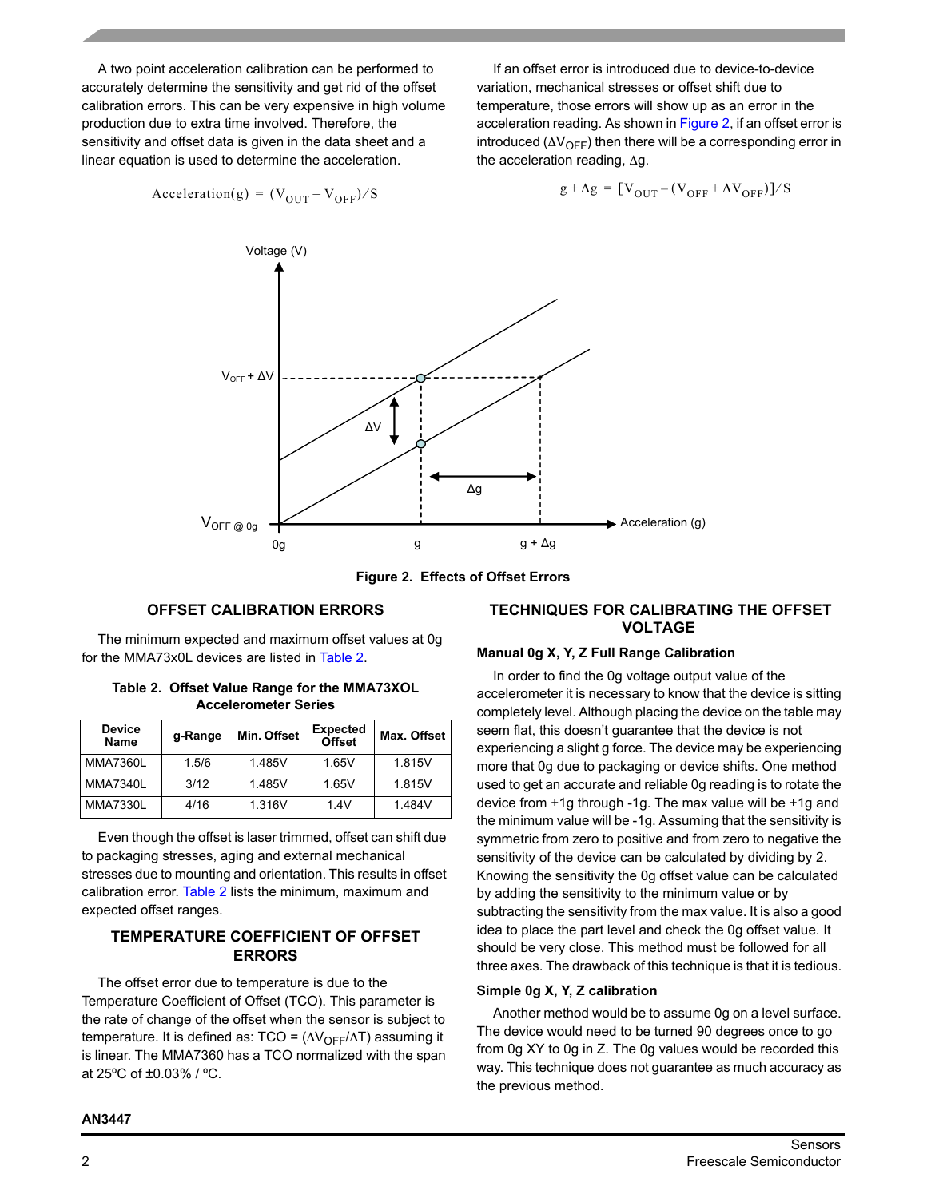A two point acceleration calibration can be performed to accurately determine the sensitivity and get rid of the offset calibration errors. This can be very expensive in high volume production due to extra time involved. Therefore, the sensitivity and offset data is given in the data sheet and a linear equation is used to determine the acceleration.

$$\text{Acceleration(g)} = (V_{OUT} - V_{OFF})/S$$

If an offset error is introduced due to device-to-device variation, mechanical stresses or offset shift due to temperature, those errors will show up as an error in the acceleration reading. As shown in Figure 2, if an offset error is introduced ($\Delta V_{OFF}$) then there will be a corresponding error in the acceleration reading, $\Delta g$.

$$g + \Delta g = [V_{OUT} - (V_{OFF} + \Delta V_{OFF})]/S$$

**Figure 2. Effects of Offset Errors**

## OFFSET CALIBRATION ERRORS

The minimum expected and maximum offset values at 0g for the MMA73x0L devices are listed in Table 2.

**Table 2. Offset Value Range for the MMA73XOL Accelerometer Series**

| Device Name | g-Range | Min. Offset | Expected Offset | Max. Offset |
|---|---|---|---|---|
| MMA7360L | 1.5/6 | 1.485V | 1.65V | 1.815V |
| MMA7340L | 3/12 | 1.485V | 1.65V | 1.815V |
| MMA7330L | 4/16 | 1.316V | 1.4V | 1.484V |

Even though the offset is laser trimmed, offset can shift due to packaging stresses, aging and external mechanical stresses due to mounting and orientation. This results in offset calibration error. Table 2 lists the minimum, maximum and expected offset ranges.

## TEMPERATURE COEFFICIENT OF OFFSET ERRORS

The offset error due to temperature is due to the Temperature Coefficient of Offset (TCO). This parameter is the rate of change of the offset when the sensor is subject to temperature. It is defined as: TCO = ($\Delta V_{OFF}/\Delta T$) assuming it is linear. The MMA7360 has a TCO normalized with the span at 25ºC of ±0.03% / ºC.

## TECHNIQUES FOR CALIBRATING THE OFFSET VOLTAGE

### Manual 0g X, Y, Z Full Range Calibration

In order to find the 0g voltage output value of the accelerometer it is necessary to know that the device is sitting completely level. Although placing the device on the table may seem flat, this doesn't guarantee that the device is not experiencing a slight g force. The device may be experiencing more that 0g due to packaging or device shifts. One method used to get an accurate and reliable 0g reading is to rotate the device from +1g through -1g. The max value will be +1g and the minimum value will be -1g. Assuming that the sensitivity is symmetric from zero to positive and from zero to negative the sensitivity of the device can be calculated by dividing by 2. Knowing the sensitivity the 0g offset value can be calculated by adding the sensitivity to the minimum value or by subtracting the sensitivity from the max value. It is also a good idea to place the part level and check the 0g offset value. It should be very close. This method must be followed for all three axes. The drawback of this technique is that it is tedious.

### Simple 0g X, Y, Z calibration

Another method would be to assume 0g on a level surface. The device would need to be turned 90 degrees once to go from 0g XY to 0g in Z. The 0g values would be recorded this way. This technique does not guarantee as much accuracy as the previous method.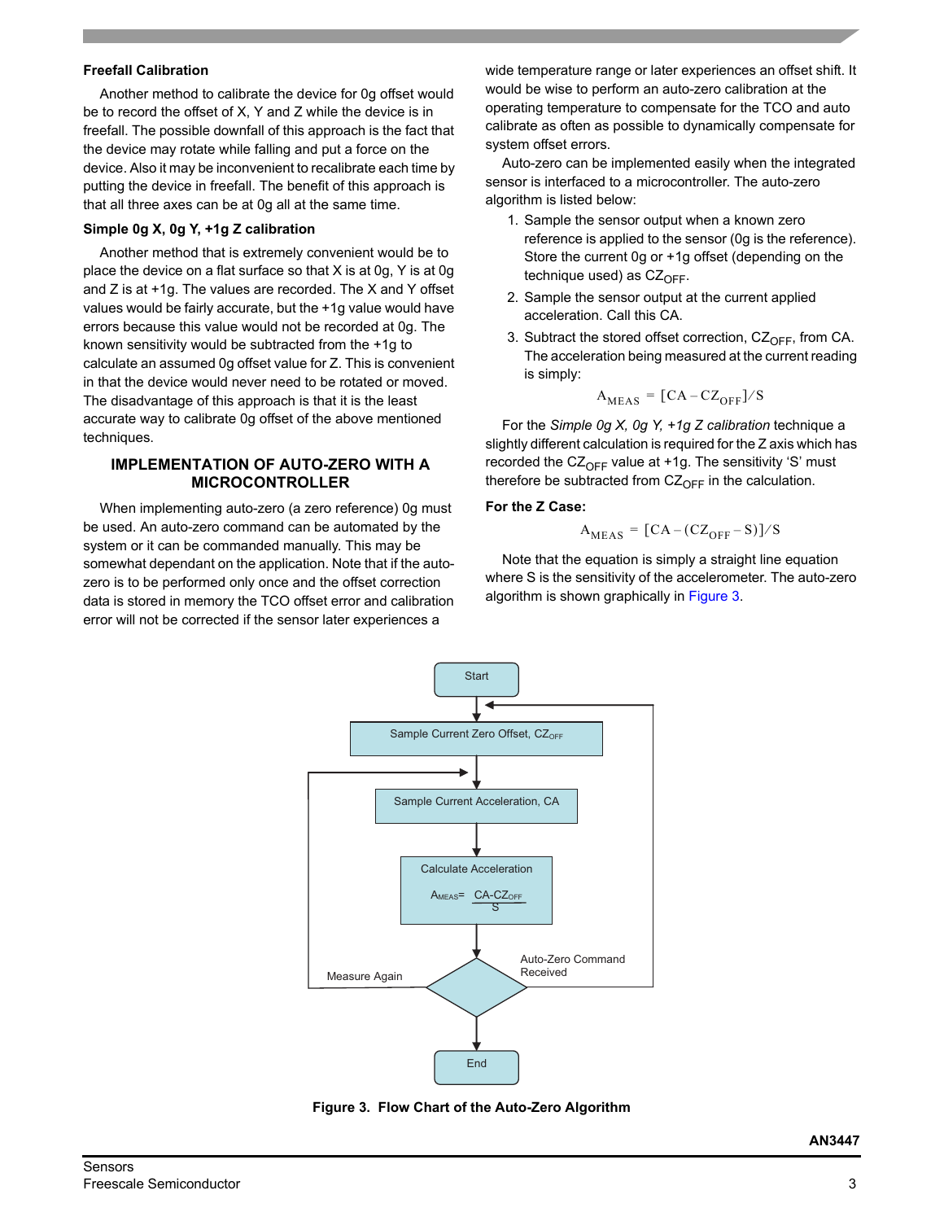**Freefall Calibration**

Another method to calibrate the device for 0g offset would be to record the offset of X, Y and Z while the device is in freefall. The possible downfall of this approach is the fact that the device may rotate while falling and put a force on the device. Also it may be inconvenient to recalibrate each time by putting the device in freefall. The benefit of this approach is that all three axes can be at 0g all at the same time.

**Simple 0g X, 0g Y, +1g Z calibration**

Another method that is extremely convenient would be to place the device on a flat surface so that X is at 0g, Y is at 0g and Z is at +1g. The values are recorded. The X and Y offset values would be fairly accurate, but the +1g value would have errors because this value would not be recorded at 0g. The known sensitivity would be subtracted from the +1g to calculate an assumed 0g offset value for Z. This is convenient in that the device would never need to be rotated or moved. The disadvantage of this approach is that it is the least accurate way to calibrate 0g offset of the above mentioned techniques.

## IMPLEMENTATION OF AUTO-ZERO WITH A MICROCONTROLLER

When implementing auto-zero (a zero reference) 0g must be used. An auto-zero command can be automated by the system or it can be commanded manually. This may be somewhat dependant on the application. Note that if the auto-zero is to be performed only once and the offset correction data is stored in memory the TCO offset error and calibration error will not be corrected if the sensor later experiences a wide temperature range or later experiences an offset shift. It would be wise to perform an auto-zero calibration at the operating temperature to compensate for the TCO and auto calibrate as often as possible to dynamically compensate for system offset errors.

Auto-zero can be implemented easily when the integrated sensor is interfaced to a microcontroller. The auto-zero algorithm is listed below:

1. Sample the sensor output when a known zero reference is applied to the sensor (0g is the reference). Store the current 0g or +1g offset (depending on the technique used) as $CZ_{OFF}$.
2. Sample the sensor output at the current applied acceleration. Call this CA.
3. Subtract the stored offset correction, $CZ_{OFF}$, from CA. The acceleration being measured at the current reading is simply:

$$A_{MEAS} = [CA - CZ_{OFF}]/S$$

For the *Simple 0g X, 0g Y, +1g Z calibration* technique a slightly different calculation is required for the Z axis which has recorded the $CZ_{OFF}$ value at +1g. The sensitivity 'S' must therefore be subtracted from $CZ_{OFF}$ in the calculation.

**For the Z Case:**

$$A_{MEAS} = [CA - (CZ_{OFF} - S)]/S$$

Note that the equation is simply a straight line equation where S is the sensitivity of the accelerometer. The auto-zero algorithm is shown graphically in Figure 3.

Start → Sample Current Zero Offset, $CZ_{OFF}$ → Sample Current Acceleration, CA → Calculate Acceleration $A_{MEAS} = \frac{CA - CZ_{OFF}}{S}$ → Decision (Measure Again / Auto-Zero Command Received) → End

**Figure 3. Flow Chart of the Auto-Zero Algorithm**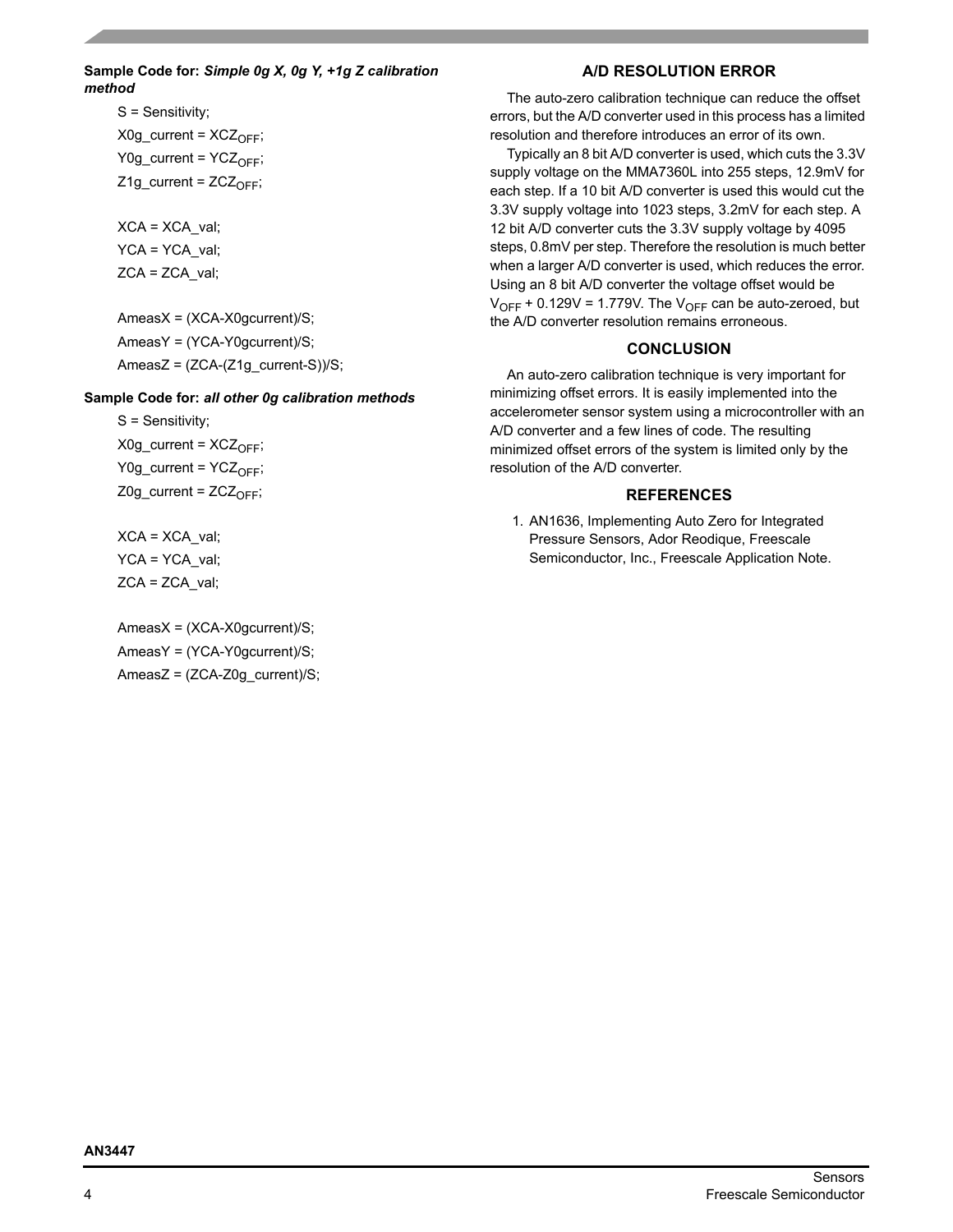**Sample Code for:** ***Simple 0g X, 0g Y, +1g Z calibration method***

```
S = Sensitivity;
X0g_current = XCZOFF;
Y0g_current = YCZOFF;
Z1g_current = ZCZOFF;

XCA = XCA_val;
YCA = YCA_val;
ZCA = ZCA_val;

AmeasX = (XCA-X0gcurrent)/S;
AmeasY = (YCA-Y0gcurrent)/S;
AmeasZ = (ZCA-(Z1g_current-S))/S;
```

**Sample Code for:** ***all other 0g calibration methods***

```
S = Sensitivity;
X0g_current = XCZOFF;
Y0g_current = YCZOFF;
Z0g_current = ZCZOFF;

XCA = XCA_val;
YCA = YCA_val;
ZCA = ZCA_val;

AmeasX = (XCA-X0gcurrent)/S;
AmeasY = (YCA-Y0gcurrent)/S;
AmeasZ = (ZCA-Z0g_current)/S;
```

## A/D RESOLUTION ERROR

The auto-zero calibration technique can reduce the offset errors, but the A/D converter used in this process has a limited resolution and therefore introduces an error of its own.

Typically an 8 bit A/D converter is used, which cuts the 3.3V supply voltage on the MMA7360L into 255 steps, 12.9mV for each step. If a 10 bit A/D converter is used this would cut the 3.3V supply voltage into 1023 steps, 3.2mV for each step. A 12 bit A/D converter cuts the 3.3V supply voltage by 4095 steps, 0.8mV per step. Therefore the resolution is much better when a larger A/D converter is used, which reduces the error. Using an 8 bit A/D converter the voltage offset would be $V_{OFF}$ + 0.129V = 1.779V. The $V_{OFF}$ can be auto-zeroed, but the A/D converter resolution remains erroneous.

## CONCLUSION

An auto-zero calibration technique is very important for minimizing offset errors. It is easily implemented into the accelerometer sensor system using a microcontroller with an A/D converter and a few lines of code. The resulting minimized offset errors of the system is limited only by the resolution of the A/D converter.

## REFERENCES

1. AN1636, Implementing Auto Zero for Integrated Pressure Sensors, Ador Reodique, Freescale Semiconductor, Inc., Freescale Application Note.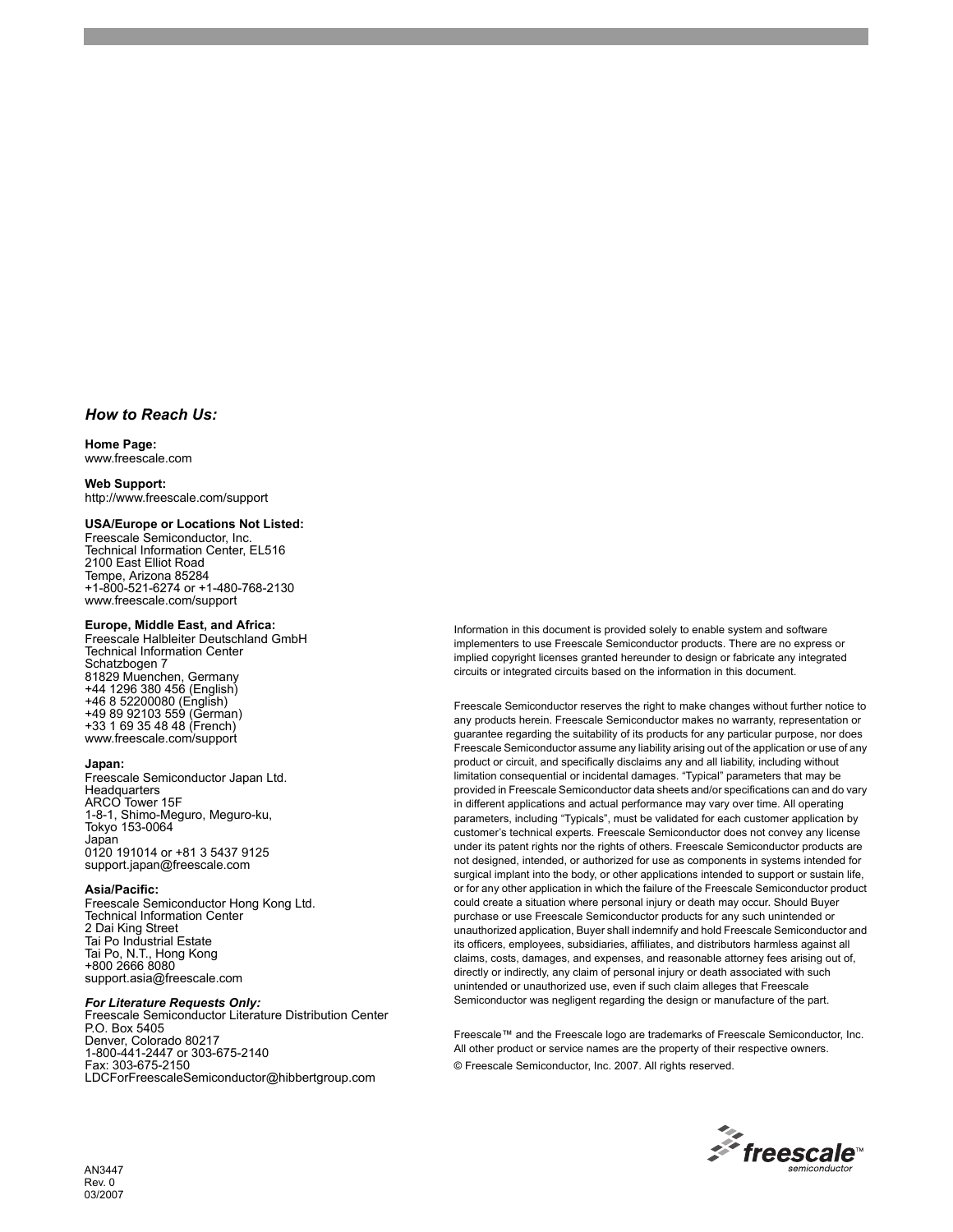## *How to Reach Us:*

**Home Page:**
www.freescale.com

**Web Support:**
http://www.freescale.com/support

**USA/Europe or Locations Not Listed:**
Freescale Semiconductor, Inc.
Technical Information Center, EL516
2100 East Elliot Road
Tempe, Arizona 85284
+1-800-521-6274 or +1-480-768-2130
www.freescale.com/support

**Europe, Middle East, and Africa:**
Freescale Halbleiter Deutschland GmbH
Technical Information Center
Schatzbogen 7
81829 Muenchen, Germany
+44 1296 380 456 (English)
+46 8 52200080 (English)
+49 89 92103 559 (German)
+33 1 69 35 48 48 (French)
www.freescale.com/support

**Japan:**
Freescale Semiconductor Japan Ltd.
Headquarters
ARCO Tower 15F
1-8-1, Shimo-Meguro, Meguro-ku,
Tokyo 153-0064
Japan
0120 191014 or +81 3 5437 9125
support.japan@freescale.com

**Asia/Pacific:**
Freescale Semiconductor Hong Kong Ltd.
Technical Information Center
2 Dai King Street
Tai Po Industrial Estate
Tai Po, N.T., Hong Kong
+800 2666 8080
support.asia@freescale.com

***For Literature Requests Only:***
Freescale Semiconductor Literature Distribution Center
P.O. Box 5405
Denver, Colorado 80217
1-800-441-2447 or 303-675-2140
Fax: 303-675-2150
LDCForFreescaleSemiconductor@hibbertgroup.com

Information in this document is provided solely to enable system and software implementers to use Freescale Semiconductor products. There are no express or implied copyright licenses granted hereunder to design or fabricate any integrated circuits or integrated circuits based on the information in this document.

Freescale Semiconductor reserves the right to make changes without further notice to any products herein. Freescale Semiconductor makes no warranty, representation or guarantee regarding the suitability of its products for any particular purpose, nor does Freescale Semiconductor assume any liability arising out of the application or use of any product or circuit, and specifically disclaims any and all liability, including without limitation consequential or incidental damages. “Typical” parameters that may be provided in Freescale Semiconductor data sheets and/or specifications can and do vary in different applications and actual performance may vary over time. All operating parameters, including “Typicals”, must be validated for each customer application by customer’s technical experts. Freescale Semiconductor does not convey any license under its patent rights nor the rights of others. Freescale Semiconductor products are not designed, intended, or authorized for use as components in systems intended for surgical implant into the body, or other applications intended to support or sustain life, or for any other application in which the failure of the Freescale Semiconductor product could create a situation where personal injury or death may occur. Should Buyer purchase or use Freescale Semiconductor products for any such unintended or unauthorized application, Buyer shall indemnify and hold Freescale Semiconductor and its officers, employees, subsidiaries, affiliates, and distributors harmless against all claims, costs, damages, and expenses, and reasonable attorney fees arising out of, directly or indirectly, any claim of personal injury or death associated with such unintended or unauthorized use, even if such claim alleges that Freescale Semiconductor was negligent regarding the design or manufacture of the part.

Freescale™ and the Freescale logo are trademarks of Freescale Semiconductor, Inc. All other product or service names are the property of their respective owners.
© Freescale Semiconductor, Inc. 2007. All rights reserved.

AN3447
Rev. 0
03/2007